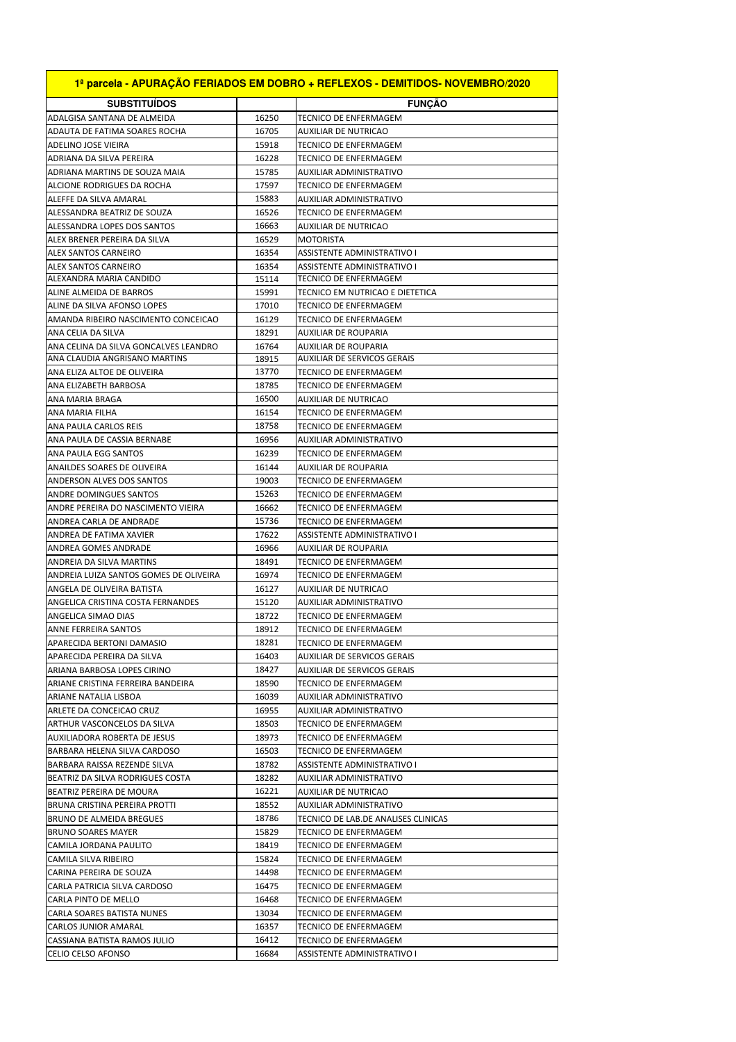## 1ª parcela - APURAÇÃO FERIADOS EM DOBRO + REFLEXOS - DEMITIDOS- NOVEMBRO/2020

| SUBSTITUÍDOS | | FUNÇÃO |
|---|---|---|
| ADALGISA SANTANA DE ALMEIDA | 16250 | TECNICO DE ENFERMAGEM |
| ADAUTA DE FATIMA SOARES ROCHA | 16705 | AUXILIAR DE NUTRICAO |
| ADELINO JOSE VIEIRA | 15918 | TECNICO DE ENFERMAGEM |
| ADRIANA DA SILVA PEREIRA | 16228 | TECNICO DE ENFERMAGEM |
| ADRIANA MARTINS DE SOUZA MAIA | 15785 | AUXILIAR ADMINISTRATIVO |
| ALCIONE RODRIGUES DA ROCHA | 17597 | TECNICO DE ENFERMAGEM |
| ALEFFE DA SILVA AMARAL | 15883 | AUXILIAR ADMINISTRATIVO |
| ALESSANDRA BEATRIZ DE SOUZA | 16526 | TECNICO DE ENFERMAGEM |
| ALESSANDRA LOPES DOS SANTOS | 16663 | AUXILIAR DE NUTRICAO |
| ALEX BRENER PEREIRA DA SILVA | 16529 | MOTORISTA |
| ALEX SANTOS CARNEIRO | 16354 | ASSISTENTE ADMINISTRATIVO I |
| ALEX SANTOS CARNEIRO | 16354 | ASSISTENTE ADMINISTRATIVO I |
| ALEXANDRA MARIA CANDIDO | 15114 | TECNICO DE ENFERMAGEM |
| ALINE ALMEIDA DE BARROS | 15991 | TECNICO EM NUTRICAO E DIETETICA |
| ALINE DA SILVA AFONSO LOPES | 17010 | TECNICO DE ENFERMAGEM |
| AMANDA RIBEIRO NASCIMENTO CONCEICAO | 16129 | TECNICO DE ENFERMAGEM |
| ANA CELIA DA SILVA | 18291 | AUXILIAR DE ROUPARIA |
| ANA CELINA DA SILVA GONCALVES LEANDRO | 16764 | AUXILIAR DE ROUPARIA |
| ANA CLAUDIA ANGRISANO MARTINS | 18915 | AUXILIAR DE SERVICOS GERAIS |
| ANA ELIZA ALTOE DE OLIVEIRA | 13770 | TECNICO DE ENFERMAGEM |
| ANA ELIZABETH BARBOSA | 18785 | TECNICO DE ENFERMAGEM |
| ANA MARIA BRAGA | 16500 | AUXILIAR DE NUTRICAO |
| ANA MARIA FILHA | 16154 | TECNICO DE ENFERMAGEM |
| ANA PAULA CARLOS REIS | 18758 | TECNICO DE ENFERMAGEM |
| ANA PAULA DE CASSIA BERNABE | 16956 | AUXILIAR ADMINISTRATIVO |
| ANA PAULA EGG SANTOS | 16239 | TECNICO DE ENFERMAGEM |
| ANAILDES SOARES DE OLIVEIRA | 16144 | AUXILIAR DE ROUPARIA |
| ANDERSON ALVES DOS SANTOS | 19003 | TECNICO DE ENFERMAGEM |
| ANDRE DOMINGUES SANTOS | 15263 | TECNICO DE ENFERMAGEM |
| ANDRE PEREIRA DO NASCIMENTO VIEIRA | 16662 | TECNICO DE ENFERMAGEM |
| ANDREA CARLA DE ANDRADE | 15736 | TECNICO DE ENFERMAGEM |
| ANDREA DE FATIMA XAVIER | 17622 | ASSISTENTE ADMINISTRATIVO I |
| ANDREA GOMES ANDRADE | 16966 | AUXILIAR DE ROUPARIA |
| ANDREIA DA SILVA MARTINS | 18491 | TECNICO DE ENFERMAGEM |
| ANDREIA LUIZA SANTOS GOMES DE OLIVEIRA | 16974 | TECNICO DE ENFERMAGEM |
| ANGELA DE OLIVEIRA BATISTA | 16127 | AUXILIAR DE NUTRICAO |
| ANGELICA CRISTINA COSTA FERNANDES | 15120 | AUXILIAR ADMINISTRATIVO |
| ANGELICA SIMAO DIAS | 18722 | TECNICO DE ENFERMAGEM |
| ANNE FERREIRA SANTOS | 18912 | TECNICO DE ENFERMAGEM |
| APARECIDA BERTONI DAMASIO | 18281 | TECNICO DE ENFERMAGEM |
| APARECIDA PEREIRA DA SILVA | 16403 | AUXILIAR DE SERVICOS GERAIS |
| ARIANA BARBOSA LOPES CIRINO | 18427 | AUXILIAR DE SERVICOS GERAIS |
| ARIANE CRISTINA FERREIRA BANDEIRA | 18590 | TECNICO DE ENFERMAGEM |
| ARIANE NATALIA LISBOA | 16039 | AUXILIAR ADMINISTRATIVO |
| ARLETE DA CONCEICAO CRUZ | 16955 | AUXILIAR ADMINISTRATIVO |
| ARTHUR VASCONCELOS DA SILVA | 18503 | TECNICO DE ENFERMAGEM |
| AUXILIADORA ROBERTA DE JESUS | 18973 | TECNICO DE ENFERMAGEM |
| BARBARA HELENA SILVA CARDOSO | 16503 | TECNICO DE ENFERMAGEM |
| BARBARA RAISSA REZENDE SILVA | 18782 | ASSISTENTE ADMINISTRATIVO I |
| BEATRIZ DA SILVA RODRIGUES COSTA | 18282 | AUXILIAR ADMINISTRATIVO |
| BEATRIZ PEREIRA DE MOURA | 16221 | AUXILIAR DE NUTRICAO |
| BRUNA CRISTINA PEREIRA PROTTI | 18552 | AUXILIAR ADMINISTRATIVO |
| BRUNO DE ALMEIDA BREGUES | 18786 | TECNICO DE LAB.DE ANALISES CLINICAS |
| BRUNO SOARES MAYER | 15829 | TECNICO DE ENFERMAGEM |
| CAMILA JORDANA PAULITO | 18419 | TECNICO DE ENFERMAGEM |
| CAMILA SILVA RIBEIRO | 15824 | TECNICO DE ENFERMAGEM |
| CARINA PEREIRA DE SOUZA | 14498 | TECNICO DE ENFERMAGEM |
| CARLA PATRICIA SILVA CARDOSO | 16475 | TECNICO DE ENFERMAGEM |
| CARLA PINTO DE MELLO | 16468 | TECNICO DE ENFERMAGEM |
| CARLA SOARES BATISTA NUNES | 13034 | TECNICO DE ENFERMAGEM |
| CARLOS JUNIOR AMARAL | 16357 | TECNICO DE ENFERMAGEM |
| CASSIANA BATISTA RAMOS JULIO | 16412 | TECNICO DE ENFERMAGEM |
| CELIO CELSO AFONSO | 16684 | ASSISTENTE ADMINISTRATIVO I |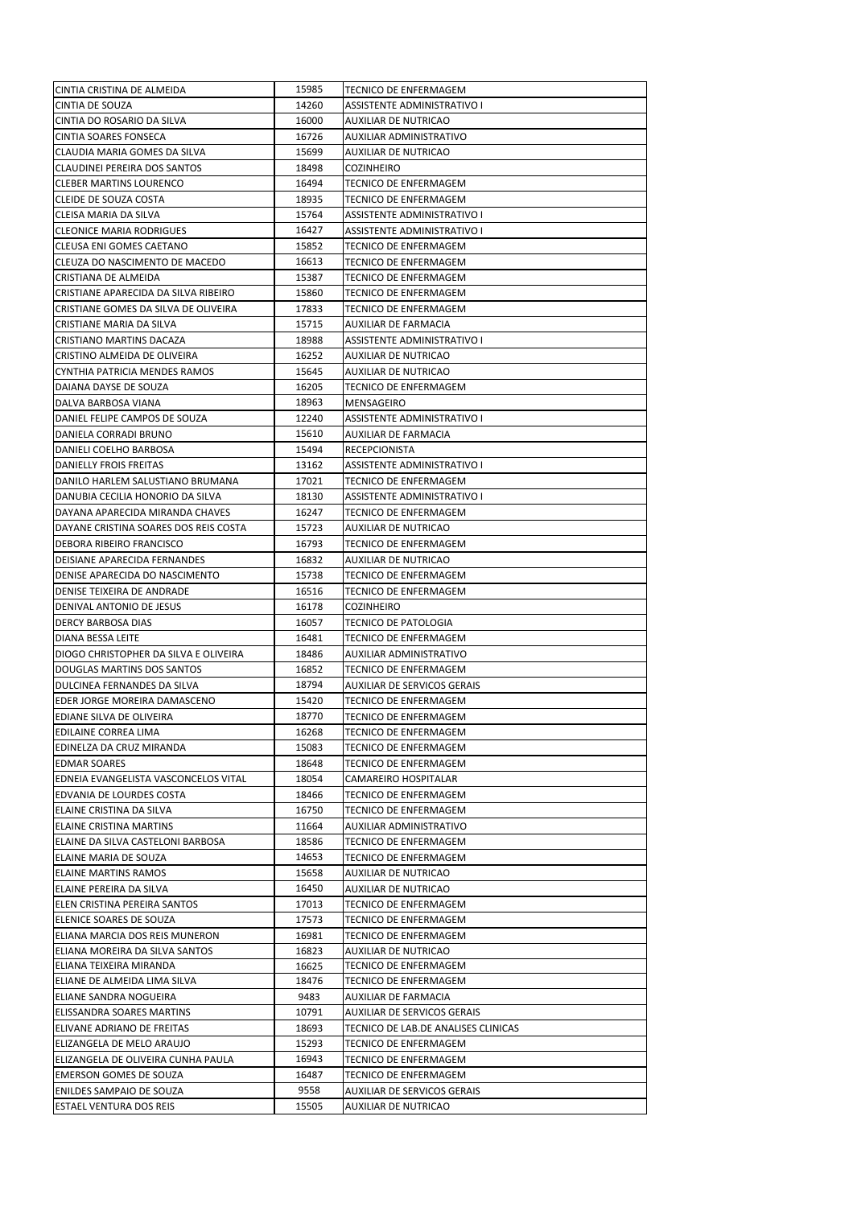| | | |
|---|---|---|
| CINTIA CRISTINA DE ALMEIDA | 15985 | TECNICO DE ENFERMAGEM |
| CINTIA DE SOUZA | 14260 | ASSISTENTE ADMINISTRATIVO I |
| CINTIA DO ROSARIO DA SILVA | 16000 | AUXILIAR DE NUTRICAO |
| CINTIA SOARES FONSECA | 16726 | AUXILIAR ADMINISTRATIVO |
| CLAUDIA MARIA GOMES DA SILVA | 15699 | AUXILIAR DE NUTRICAO |
| CLAUDINEI PEREIRA DOS SANTOS | 18498 | COZINHEIRO |
| CLEBER MARTINS LOURENCO | 16494 | TECNICO DE ENFERMAGEM |
| CLEIDE DE SOUZA COSTA | 18935 | TECNICO DE ENFERMAGEM |
| CLEISA MARIA DA SILVA | 15764 | ASSISTENTE ADMINISTRATIVO I |
| CLEONICE MARIA RODRIGUES | 16427 | ASSISTENTE ADMINISTRATIVO I |
| CLEUSA ENI GOMES CAETANO | 15852 | TECNICO DE ENFERMAGEM |
| CLEUZA DO NASCIMENTO DE MACEDO | 16613 | TECNICO DE ENFERMAGEM |
| CRISTIANA DE ALMEIDA | 15387 | TECNICO DE ENFERMAGEM |
| CRISTIANE APARECIDA DA SILVA RIBEIRO | 15860 | TECNICO DE ENFERMAGEM |
| CRISTIANE GOMES DA SILVA DE OLIVEIRA | 17833 | TECNICO DE ENFERMAGEM |
| CRISTIANE MARIA DA SILVA | 15715 | AUXILIAR DE FARMACIA |
| CRISTIANO MARTINS DACAZA | 18988 | ASSISTENTE ADMINISTRATIVO I |
| CRISTINO ALMEIDA DE OLIVEIRA | 16252 | AUXILIAR DE NUTRICAO |
| CYNTHIA PATRICIA MENDES RAMOS | 15645 | AUXILIAR DE NUTRICAO |
| DAIANA DAYSE DE SOUZA | 16205 | TECNICO DE ENFERMAGEM |
| DALVA BARBOSA VIANA | 18963 | MENSAGEIRO |
| DANIEL FELIPE CAMPOS DE SOUZA | 12240 | ASSISTENTE ADMINISTRATIVO I |
| DANIELA CORRADI BRUNO | 15610 | AUXILIAR DE FARMACIA |
| DANIELI COELHO BARBOSA | 15494 | RECEPCIONISTA |
| DANIELLY FROIS FREITAS | 13162 | ASSISTENTE ADMINISTRATIVO I |
| DANILO HARLEM SALUSTIANO BRUMANA | 17021 | TECNICO DE ENFERMAGEM |
| DANUBIA CECILIA HONORIO DA SILVA | 18130 | ASSISTENTE ADMINISTRATIVO I |
| DAYANA APARECIDA MIRANDA CHAVES | 16247 | TECNICO DE ENFERMAGEM |
| DAYANE CRISTINA SOARES DOS REIS COSTA | 15723 | AUXILIAR DE NUTRICAO |
| DEBORA RIBEIRO FRANCISCO | 16793 | TECNICO DE ENFERMAGEM |
| DEISIANE APARECIDA FERNANDES | 16832 | AUXILIAR DE NUTRICAO |
| DENISE APARECIDA DO NASCIMENTO | 15738 | TECNICO DE ENFERMAGEM |
| DENISE TEIXEIRA DE ANDRADE | 16516 | TECNICO DE ENFERMAGEM |
| DENIVAL ANTONIO DE JESUS | 16178 | COZINHEIRO |
| DERCY BARBOSA DIAS | 16057 | TECNICO DE PATOLOGIA |
| DIANA BESSA LEITE | 16481 | TECNICO DE ENFERMAGEM |
| DIOGO CHRISTOPHER DA SILVA E OLIVEIRA | 18486 | AUXILIAR ADMINISTRATIVO |
| DOUGLAS MARTINS DOS SANTOS | 16852 | TECNICO DE ENFERMAGEM |
| DULCINEA FERNANDES DA SILVA | 18794 | AUXILIAR DE SERVICOS GERAIS |
| EDER JORGE MOREIRA DAMASCENO | 15420 | TECNICO DE ENFERMAGEM |
| EDIANE SILVA DE OLIVEIRA | 18770 | TECNICO DE ENFERMAGEM |
| EDILAINE CORREA LIMA | 16268 | TECNICO DE ENFERMAGEM |
| EDINELZA DA CRUZ MIRANDA | 15083 | TECNICO DE ENFERMAGEM |
| EDMAR SOARES | 18648 | TECNICO DE ENFERMAGEM |
| EDNEIA EVANGELISTA VASCONCELOS VITAL | 18054 | CAMAREIRO HOSPITALAR |
| EDVANIA DE LOURDES COSTA | 18466 | TECNICO DE ENFERMAGEM |
| ELAINE CRISTINA DA SILVA | 16750 | TECNICO DE ENFERMAGEM |
| ELAINE CRISTINA MARTINS | 11664 | AUXILIAR ADMINISTRATIVO |
| ELAINE DA SILVA CASTELONI BARBOSA | 18586 | TECNICO DE ENFERMAGEM |
| ELAINE MARIA DE SOUZA | 14653 | TECNICO DE ENFERMAGEM |
| ELAINE MARTINS RAMOS | 15658 | AUXILIAR DE NUTRICAO |
| ELAINE PEREIRA DA SILVA | 16450 | AUXILIAR DE NUTRICAO |
| ELEN CRISTINA PEREIRA SANTOS | 17013 | TECNICO DE ENFERMAGEM |
| ELENICE SOARES DE SOUZA | 17573 | TECNICO DE ENFERMAGEM |
| ELIANA MARCIA DOS REIS MUNERON | 16981 | TECNICO DE ENFERMAGEM |
| ELIANA MOREIRA DA SILVA SANTOS | 16823 | AUXILIAR DE NUTRICAO |
| ELIANA TEIXEIRA MIRANDA | 16625 | TECNICO DE ENFERMAGEM |
| ELIANE DE ALMEIDA LIMA SILVA | 18476 | TECNICO DE ENFERMAGEM |
| ELIANE SANDRA NOGUEIRA | 9483 | AUXILIAR DE FARMACIA |
| ELISSANDRA SOARES MARTINS | 10791 | AUXILIAR DE SERVICOS GERAIS |
| ELIVANE ADRIANO DE FREITAS | 18693 | TECNICO DE LAB.DE ANALISES CLINICAS |
| ELIZANGELA DE MELO ARAUJO | 15293 | TECNICO DE ENFERMAGEM |
| ELIZANGELA DE OLIVEIRA CUNHA PAULA | 16943 | TECNICO DE ENFERMAGEM |
| EMERSON GOMES DE SOUZA | 16487 | TECNICO DE ENFERMAGEM |
| ENILDES SAMPAIO DE SOUZA | 9558 | AUXILIAR DE SERVICOS GERAIS |
| ESTAEL VENTURA DOS REIS | 15505 | AUXILIAR DE NUTRICAO |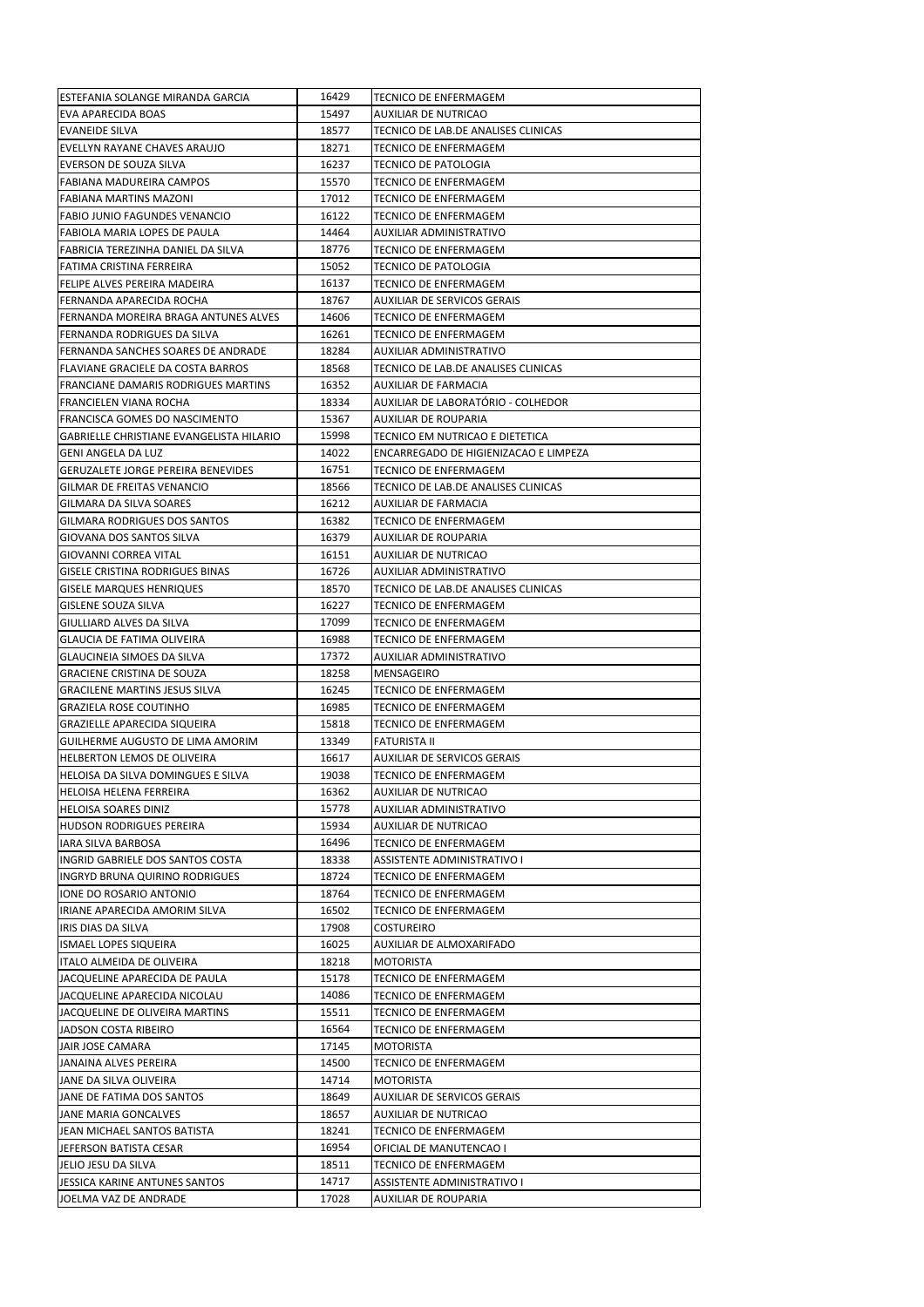| | | |
|---|---|---|
| ESTEFANIA SOLANGE MIRANDA GARCIA | 16429 | TECNICO DE ENFERMAGEM |
| EVA APARECIDA BOAS | 15497 | AUXILIAR DE NUTRICAO |
| EVANEIDE SILVA | 18577 | TECNICO DE LAB.DE ANALISES CLINICAS |
| EVELLYN RAYANE CHAVES ARAUJO | 18271 | TECNICO DE ENFERMAGEM |
| EVERSON DE SOUZA SILVA | 16237 | TECNICO DE PATOLOGIA |
| FABIANA MADUREIRA CAMPOS | 15570 | TECNICO DE ENFERMAGEM |
| FABIANA MARTINS MAZONI | 17012 | TECNICO DE ENFERMAGEM |
| FABIO JUNIO FAGUNDES VENANCIO | 16122 | TECNICO DE ENFERMAGEM |
| FABIOLA MARIA LOPES DE PAULA | 14464 | AUXILIAR ADMINISTRATIVO |
| FABRICIA TEREZINHA DANIEL DA SILVA | 18776 | TECNICO DE ENFERMAGEM |
| FATIMA CRISTINA FERREIRA | 15052 | TECNICO DE PATOLOGIA |
| FELIPE ALVES PEREIRA MADEIRA | 16137 | TECNICO DE ENFERMAGEM |
| FERNANDA APARECIDA ROCHA | 18767 | AUXILIAR DE SERVICOS GERAIS |
| FERNANDA MOREIRA BRAGA ANTUNES ALVES | 14606 | TECNICO DE ENFERMAGEM |
| FERNANDA RODRIGUES DA SILVA | 16261 | TECNICO DE ENFERMAGEM |
| FERNANDA SANCHES SOARES DE ANDRADE | 18284 | AUXILIAR ADMINISTRATIVO |
| FLAVIANE GRACIELE DA COSTA BARROS | 18568 | TECNICO DE LAB.DE ANALISES CLINICAS |
| FRANCIANE DAMARIS RODRIGUES MARTINS | 16352 | AUXILIAR DE FARMACIA |
| FRANCIELEN VIANA ROCHA | 18334 | AUXILIAR DE LABORATÓRIO - COLHEDOR |
| FRANCISCA GOMES DO NASCIMENTO | 15367 | AUXILIAR DE ROUPARIA |
| GABRIELLE CHRISTIANE EVANGELISTA HILARIO | 15998 | TECNICO EM NUTRICAO E DIETETICA |
| GENI ANGELA DA LUZ | 14022 | ENCARREGADO DE HIGIENIZACAO E LIMPEZA |
| GERUZALETE JORGE PEREIRA BENEVIDES | 16751 | TECNICO DE ENFERMAGEM |
| GILMAR DE FREITAS VENANCIO | 18566 | TECNICO DE LAB.DE ANALISES CLINICAS |
| GILMARA DA SILVA SOARES | 16212 | AUXILIAR DE FARMACIA |
| GILMARA RODRIGUES DOS SANTOS | 16382 | TECNICO DE ENFERMAGEM |
| GIOVANA DOS SANTOS SILVA | 16379 | AUXILIAR DE ROUPARIA |
| GIOVANNI CORREA VITAL | 16151 | AUXILIAR DE NUTRICAO |
| GISELE CRISTINA RODRIGUES BINAS | 16726 | AUXILIAR ADMINISTRATIVO |
| GISELE MARQUES HENRIQUES | 18570 | TECNICO DE LAB.DE ANALISES CLINICAS |
| GISLENE SOUZA SILVA | 16227 | TECNICO DE ENFERMAGEM |
| GIULLIARD ALVES DA SILVA | 17099 | TECNICO DE ENFERMAGEM |
| GLAUCIA DE FATIMA OLIVEIRA | 16988 | TECNICO DE ENFERMAGEM |
| GLAUCINEIA SIMOES DA SILVA | 17372 | AUXILIAR ADMINISTRATIVO |
| GRACIENE CRISTINA DE SOUZA | 18258 | MENSAGEIRO |
| GRACILENE MARTINS JESUS SILVA | 16245 | TECNICO DE ENFERMAGEM |
| GRAZIELA ROSE COUTINHO | 16985 | TECNICO DE ENFERMAGEM |
| GRAZIELLE APARECIDA SIQUEIRA | 15818 | TECNICO DE ENFERMAGEM |
| GUILHERME AUGUSTO DE LIMA AMORIM | 13349 | FATURISTA II |
| HELBERTON LEMOS DE OLIVEIRA | 16617 | AUXILIAR DE SERVICOS GERAIS |
| HELOISA DA SILVA DOMINGUES E SILVA | 19038 | TECNICO DE ENFERMAGEM |
| HELOISA HELENA FERREIRA | 16362 | AUXILIAR DE NUTRICAO |
| HELOISA SOARES DINIZ | 15778 | AUXILIAR ADMINISTRATIVO |
| HUDSON RODRIGUES PEREIRA | 15934 | AUXILIAR DE NUTRICAO |
| IARA SILVA BARBOSA | 16496 | TECNICO DE ENFERMAGEM |
| INGRID GABRIELE DOS SANTOS COSTA | 18338 | ASSISTENTE ADMINISTRATIVO I |
| INGRYD BRUNA QUIRINO RODRIGUES | 18724 | TECNICO DE ENFERMAGEM |
| IONE DO ROSARIO ANTONIO | 18764 | TECNICO DE ENFERMAGEM |
| IRIANE APARECIDA AMORIM SILVA | 16502 | TECNICO DE ENFERMAGEM |
| IRIS DIAS DA SILVA | 17908 | COSTUREIRO |
| ISMAEL LOPES SIQUEIRA | 16025 | AUXILIAR DE ALMOXARIFADO |
| ITALO ALMEIDA DE OLIVEIRA | 18218 | MOTORISTA |
| JACQUELINE APARECIDA DE PAULA | 15178 | TECNICO DE ENFERMAGEM |
| JACQUELINE APARECIDA NICOLAU | 14086 | TECNICO DE ENFERMAGEM |
| JACQUELINE DE OLIVEIRA MARTINS | 15511 | TECNICO DE ENFERMAGEM |
| JADSON COSTA RIBEIRO | 16564 | TECNICO DE ENFERMAGEM |
| JAIR JOSE CAMARA | 17145 | MOTORISTA |
| JANAINA ALVES PEREIRA | 14500 | TECNICO DE ENFERMAGEM |
| JANE DA SILVA OLIVEIRA | 14714 | MOTORISTA |
| JANE DE FATIMA DOS SANTOS | 18649 | AUXILIAR DE SERVICOS GERAIS |
| JANE MARIA GONCALVES | 18657 | AUXILIAR DE NUTRICAO |
| JEAN MICHAEL SANTOS BATISTA | 18241 | TECNICO DE ENFERMAGEM |
| JEFERSON BATISTA CESAR | 16954 | OFICIAL DE MANUTENCAO I |
| JELIO JESU DA SILVA | 18511 | TECNICO DE ENFERMAGEM |
| JESSICA KARINE ANTUNES SANTOS | 14717 | ASSISTENTE ADMINISTRATIVO I |
| JOELMA VAZ DE ANDRADE | 17028 | AUXILIAR DE ROUPARIA |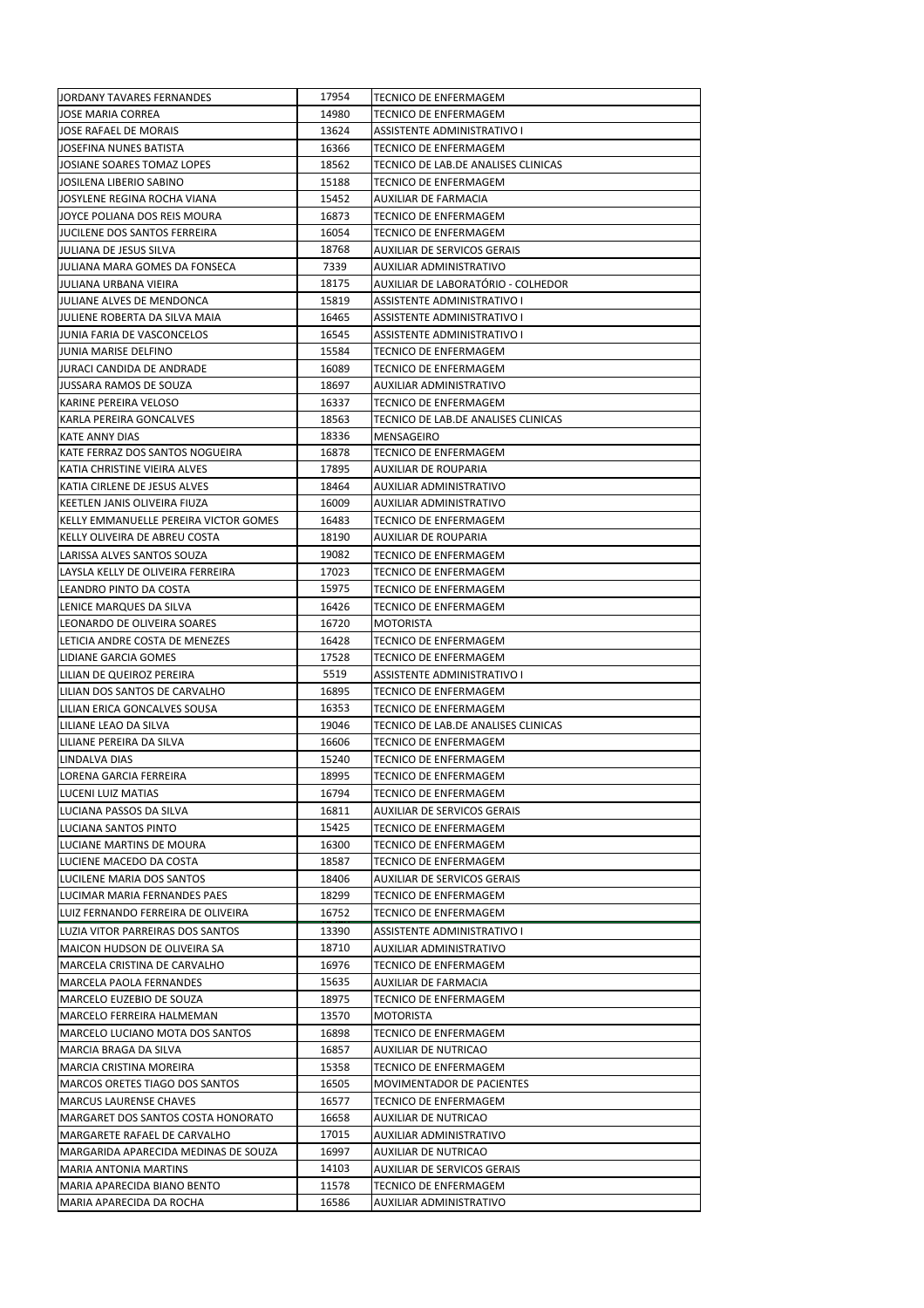| | | |
|---|---|---|
| JORDANY TAVARES FERNANDES | 17954 | TECNICO DE ENFERMAGEM |
| JOSE MARIA CORREA | 14980 | TECNICO DE ENFERMAGEM |
| JOSE RAFAEL DE MORAIS | 13624 | ASSISTENTE ADMINISTRATIVO I |
| JOSEFINA NUNES BATISTA | 16366 | TECNICO DE ENFERMAGEM |
| JOSIANE SOARES TOMAZ LOPES | 18562 | TECNICO DE LAB.DE ANALISES CLINICAS |
| JOSILENA LIBERIO SABINO | 15188 | TECNICO DE ENFERMAGEM |
| JOSYLENE REGINA ROCHA VIANA | 15452 | AUXILIAR DE FARMACIA |
| JOYCE POLIANA DOS REIS MOURA | 16873 | TECNICO DE ENFERMAGEM |
| JUCILENE DOS SANTOS FERREIRA | 16054 | TECNICO DE ENFERMAGEM |
| JULIANA DE JESUS SILVA | 18768 | AUXILIAR DE SERVICOS GERAIS |
| JULIANA MARA GOMES DA FONSECA | 7339 | AUXILIAR ADMINISTRATIVO |
| JULIANA URBANA VIEIRA | 18175 | AUXILIAR DE LABORATÓRIO - COLHEDOR |
| JULIANE ALVES DE MENDONCA | 15819 | ASSISTENTE ADMINISTRATIVO I |
| JULIENE ROBERTA DA SILVA MAIA | 16465 | ASSISTENTE ADMINISTRATIVO I |
| JUNIA FARIA DE VASCONCELOS | 16545 | ASSISTENTE ADMINISTRATIVO I |
| JUNIA MARISE DELFINO | 15584 | TECNICO DE ENFERMAGEM |
| JURACI CANDIDA DE ANDRADE | 16089 | TECNICO DE ENFERMAGEM |
| JUSSARA RAMOS DE SOUZA | 18697 | AUXILIAR ADMINISTRATIVO |
| KARINE PEREIRA VELOSO | 16337 | TECNICO DE ENFERMAGEM |
| KARLA PEREIRA GONCALVES | 18563 | TECNICO DE LAB.DE ANALISES CLINICAS |
| KATE ANNY DIAS | 18336 | MENSAGEIRO |
| KATE FERRAZ DOS SANTOS NOGUEIRA | 16878 | TECNICO DE ENFERMAGEM |
| KATIA CHRISTINE VIEIRA ALVES | 17895 | AUXILIAR DE ROUPARIA |
| KATIA CIRLENE DE JESUS ALVES | 18464 | AUXILIAR ADMINISTRATIVO |
| KEETLEN JANIS OLIVEIRA FIUZA | 16009 | AUXILIAR ADMINISTRATIVO |
| KELLY EMMANUELLE PEREIRA VICTOR GOMES | 16483 | TECNICO DE ENFERMAGEM |
| KELLY OLIVEIRA DE ABREU COSTA | 18190 | AUXILIAR DE ROUPARIA |
| LARISSA ALVES SANTOS SOUZA | 19082 | TECNICO DE ENFERMAGEM |
| LAYSLA KELLY DE OLIVEIRA FERREIRA | 17023 | TECNICO DE ENFERMAGEM |
| LEANDRO PINTO DA COSTA | 15975 | TECNICO DE ENFERMAGEM |
| LENICE MARQUES DA SILVA | 16426 | TECNICO DE ENFERMAGEM |
| LEONARDO DE OLIVEIRA SOARES | 16720 | MOTORISTA |
| LETICIA ANDRE COSTA DE MENEZES | 16428 | TECNICO DE ENFERMAGEM |
| LIDIANE GARCIA GOMES | 17528 | TECNICO DE ENFERMAGEM |
| LILIAN DE QUEIROZ PEREIRA | 5519 | ASSISTENTE ADMINISTRATIVO I |
| LILIAN DOS SANTOS DE CARVALHO | 16895 | TECNICO DE ENFERMAGEM |
| LILIAN ERICA GONCALVES SOUSA | 16353 | TECNICO DE ENFERMAGEM |
| LILIANE LEAO DA SILVA | 19046 | TECNICO DE LAB.DE ANALISES CLINICAS |
| LILIANE PEREIRA DA SILVA | 16606 | TECNICO DE ENFERMAGEM |
| LINDALVA DIAS | 15240 | TECNICO DE ENFERMAGEM |
| LORENA GARCIA FERREIRA | 18995 | TECNICO DE ENFERMAGEM |
| LUCENI LUIZ MATIAS | 16794 | TECNICO DE ENFERMAGEM |
| LUCIANA PASSOS DA SILVA | 16811 | AUXILIAR DE SERVICOS GERAIS |
| LUCIANA SANTOS PINTO | 15425 | TECNICO DE ENFERMAGEM |
| LUCIANE MARTINS DE MOURA | 16300 | TECNICO DE ENFERMAGEM |
| LUCIENE MACEDO DA COSTA | 18587 | TECNICO DE ENFERMAGEM |
| LUCILENE MARIA DOS SANTOS | 18406 | AUXILIAR DE SERVICOS GERAIS |
| LUCIMAR MARIA FERNANDES PAES | 18299 | TECNICO DE ENFERMAGEM |
| LUIZ FERNANDO FERREIRA DE OLIVEIRA | 16752 | TECNICO DE ENFERMAGEM |
| LUZIA VITOR PARREIRAS DOS SANTOS | 13390 | ASSISTENTE ADMINISTRATIVO I |
| MAICON HUDSON DE OLIVEIRA SA | 18710 | AUXILIAR ADMINISTRATIVO |
| MARCELA CRISTINA DE CARVALHO | 16976 | TECNICO DE ENFERMAGEM |
| MARCELA PAOLA FERNANDES | 15635 | AUXILIAR DE FARMACIA |
| MARCELO EUZEBIO DE SOUZA | 18975 | TECNICO DE ENFERMAGEM |
| MARCELO FERREIRA HALMEMAN | 13570 | MOTORISTA |
| MARCELO LUCIANO MOTA DOS SANTOS | 16898 | TECNICO DE ENFERMAGEM |
| MARCIA BRAGA DA SILVA | 16857 | AUXILIAR DE NUTRICAO |
| MARCIA CRISTINA MOREIRA | 15358 | TECNICO DE ENFERMAGEM |
| MARCOS ORETES TIAGO DOS SANTOS | 16505 | MOVIMENTADOR DE PACIENTES |
| MARCUS LAURENSE CHAVES | 16577 | TECNICO DE ENFERMAGEM |
| MARGARET DOS SANTOS COSTA HONORATO | 16658 | AUXILIAR DE NUTRICAO |
| MARGARETE RAFAEL DE CARVALHO | 17015 | AUXILIAR ADMINISTRATIVO |
| MARGARIDA APARECIDA MEDINAS DE SOUZA | 16997 | AUXILIAR DE NUTRICAO |
| MARIA ANTONIA MARTINS | 14103 | AUXILIAR DE SERVICOS GERAIS |
| MARIA APARECIDA BIANO BENTO | 11578 | TECNICO DE ENFERMAGEM |
| MARIA APARECIDA DA ROCHA | 16586 | AUXILIAR ADMINISTRATIVO |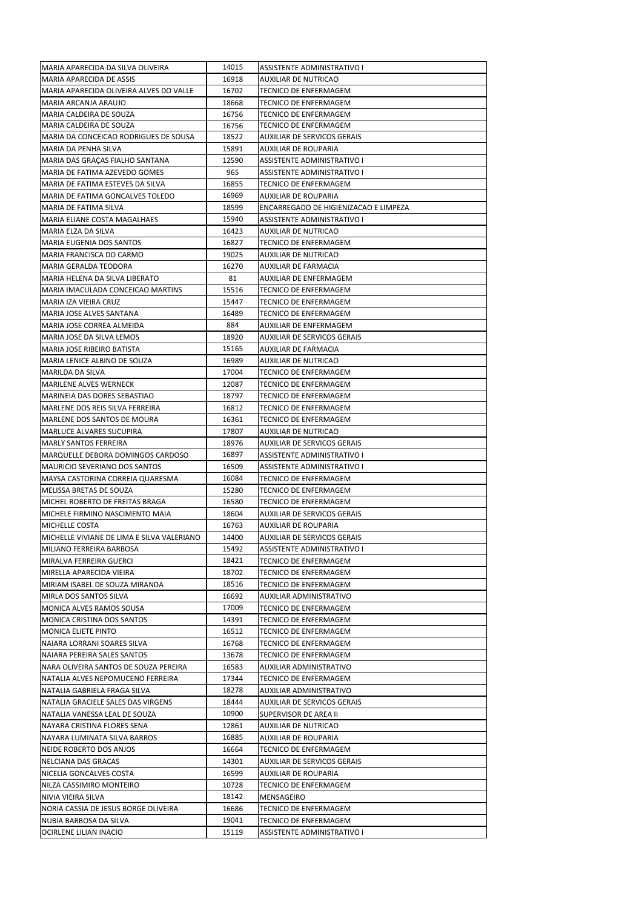| | | |
|---|---|---|
| MARIA APARECIDA DA SILVA OLIVEIRA | 14015 | ASSISTENTE ADMINISTRATIVO I |
| MARIA APARECIDA DE ASSIS | 16918 | AUXILIAR DE NUTRICAO |
| MARIA APARECIDA OLIVEIRA ALVES DO VALLE | 16702 | TECNICO DE ENFERMAGEM |
| MARIA ARCANJA ARAUJO | 18668 | TECNICO DE ENFERMAGEM |
| MARIA CALDEIRA DE SOUZA | 16756 | TECNICO DE ENFERMAGEM |
| MARIA CALDEIRA DE SOUZA | 16756 | TECNICO DE ENFERMAGEM |
| MARIA DA CONCEICAO RODRIGUES DE SOUSA | 18522 | AUXILIAR DE SERVICOS GERAIS |
| MARIA DA PENHA SILVA | 15891 | AUXILIAR DE ROUPARIA |
| MARIA DAS GRAÇAS FIALHO SANTANA | 12590 | ASSISTENTE ADMINISTRATIVO I |
| MARIA DE FATIMA AZEVEDO GOMES | 965 | ASSISTENTE ADMINISTRATIVO I |
| MARIA DE FATIMA ESTEVES DA SILVA | 16855 | TECNICO DE ENFERMAGEM |
| MARIA DE FATIMA GONCALVES TOLEDO | 16969 | AUXILIAR DE ROUPARIA |
| MARIA DE FATIMA SILVA | 18599 | ENCARREGADO DE HIGIENIZACAO E LIMPEZA |
| MARIA ELIANE COSTA MAGALHAES | 15940 | ASSISTENTE ADMINISTRATIVO I |
| MARIA ELZA DA SILVA | 16423 | AUXILIAR DE NUTRICAO |
| MARIA EUGENIA DOS SANTOS | 16827 | TECNICO DE ENFERMAGEM |
| MARIA FRANCISCA DO CARMO | 19025 | AUXILIAR DE NUTRICAO |
| MARIA GERALDA TEODORA | 16270 | AUXILIAR DE FARMACIA |
| MARIA HELENA DA SILVA LIBERATO | 81 | AUXILIAR DE ENFERMAGEM |
| MARIA IMACULADA CONCEICAO MARTINS | 15516 | TECNICO DE ENFERMAGEM |
| MARIA IZA VIEIRA CRUZ | 15447 | TECNICO DE ENFERMAGEM |
| MARIA JOSE ALVES SANTANA | 16489 | TECNICO DE ENFERMAGEM |
| MARIA JOSE CORREA ALMEIDA | 884 | AUXILIAR DE ENFERMAGEM |
| MARIA JOSE DA SILVA LEMOS | 18920 | AUXILIAR DE SERVICOS GERAIS |
| MARIA JOSE RIBEIRO BATISTA | 15165 | AUXILIAR DE FARMACIA |
| MARIA LENICE ALBINO DE SOUZA | 16989 | AUXILIAR DE NUTRICAO |
| MARILDA DA SILVA | 17004 | TECNICO DE ENFERMAGEM |
| MARILENE ALVES WERNECK | 12087 | TECNICO DE ENFERMAGEM |
| MARINEIA DAS DORES SEBASTIAO | 18797 | TECNICO DE ENFERMAGEM |
| MARLENE DOS REIS SILVA FERREIRA | 16812 | TECNICO DE ENFERMAGEM |
| MARLENE DOS SANTOS DE MOURA | 16361 | TECNICO DE ENFERMAGEM |
| MARLUCE ALVARES SUCUPIRA | 17807 | AUXILIAR DE NUTRICAO |
| MARLY SANTOS FERREIRA | 18976 | AUXILIAR DE SERVICOS GERAIS |
| MARQUELLE DEBORA DOMINGOS CARDOSO | 16897 | ASSISTENTE ADMINISTRATIVO I |
| MAURICIO SEVERIANO DOS SANTOS | 16509 | ASSISTENTE ADMINISTRATIVO I |
| MAYSA CASTORINA CORREIA QUARESMA | 16084 | TECNICO DE ENFERMAGEM |
| MELISSA BRETAS DE SOUZA | 15280 | TECNICO DE ENFERMAGEM |
| MICHEL ROBERTO DE FREITAS BRAGA | 16580 | TECNICO DE ENFERMAGEM |
| MICHELE FIRMINO NASCIMENTO MAIA | 18604 | AUXILIAR DE SERVICOS GERAIS |
| MICHELLE COSTA | 16763 | AUXILIAR DE ROUPARIA |
| MICHELLE VIVIANE DE LIMA E SILVA VALERIANO | 14400 | AUXILIAR DE SERVICOS GERAIS |
| MILIANO FERREIRA BARBOSA | 15492 | ASSISTENTE ADMINISTRATIVO I |
| MIRALVA FERREIRA GUERCI | 18421 | TECNICO DE ENFERMAGEM |
| MIRELLA APARECIDA VIEIRA | 18702 | TECNICO DE ENFERMAGEM |
| MIRIAM ISABEL DE SOUZA MIRANDA | 18516 | TECNICO DE ENFERMAGEM |
| MIRLA DOS SANTOS SILVA | 16692 | AUXILIAR ADMINISTRATIVO |
| MONICA ALVES RAMOS SOUSA | 17009 | TECNICO DE ENFERMAGEM |
| MONICA CRISTINA DOS SANTOS | 14391 | TECNICO DE ENFERMAGEM |
| MONICA ELIETE PINTO | 16512 | TECNICO DE ENFERMAGEM |
| NAIARA LORRANI SOARES SILVA | 16768 | TECNICO DE ENFERMAGEM |
| NAIARA PEREIRA SALES SANTOS | 13678 | TECNICO DE ENFERMAGEM |
| NARA OLIVEIRA SANTOS DE SOUZA PEREIRA | 16583 | AUXILIAR ADMINISTRATIVO |
| NATALIA ALVES NEPOMUCENO FERREIRA | 17344 | TECNICO DE ENFERMAGEM |
| NATALIA GABRIELA FRAGA SILVA | 18278 | AUXILIAR ADMINISTRATIVO |
| NATALIA GRACIELE SALES DAS VIRGENS | 18444 | AUXILIAR DE SERVICOS GERAIS |
| NATALIA VANESSA LEAL DE SOUZA | 10900 | SUPERVISOR DE AREA II |
| NAYARA CRISTINA FLORES SENA | 12861 | AUXILIAR DE NUTRICAO |
| NAYARA LUMINATA SILVA BARROS | 16885 | AUXILIAR DE ROUPARIA |
| NEIDE ROBERTO DOS ANJOS | 16664 | TECNICO DE ENFERMAGEM |
| NELCIANA DAS GRACAS | 14301 | AUXILIAR DE SERVICOS GERAIS |
| NICELIA GONCALVES COSTA | 16599 | AUXILIAR DE ROUPARIA |
| NILZA CASSIMIRO MONTEIRO | 10728 | TECNICO DE ENFERMAGEM |
| NIVIA VIEIRA SILVA | 18142 | MENSAGEIRO |
| NORIA CASSIA DE JESUS BORGE OLIVEIRA | 16686 | TECNICO DE ENFERMAGEM |
| NUBIA BARBOSA DA SILVA | 19041 | TECNICO DE ENFERMAGEM |
| OCIRLENE LILIAN INACIO | 15119 | ASSISTENTE ADMINISTRATIVO I |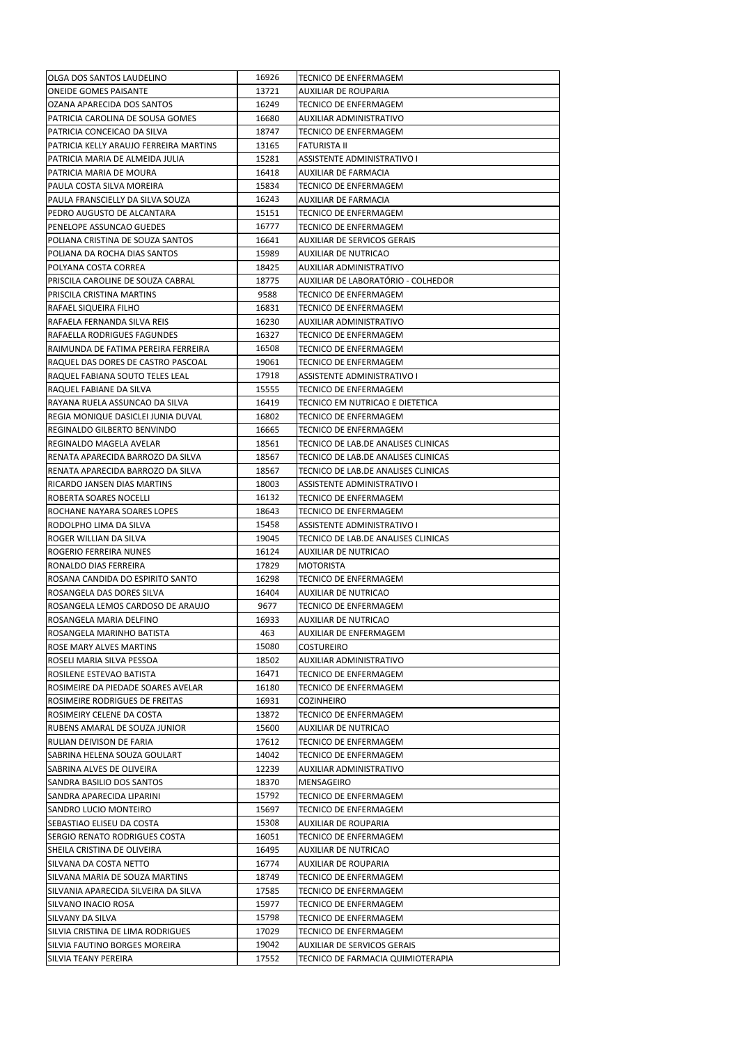| | | |
|---|---|---|
| OLGA DOS SANTOS LAUDELINO | 16926 | TECNICO DE ENFERMAGEM |
| ONEIDE GOMES PAISANTE | 13721 | AUXILIAR DE ROUPARIA |
| OZANA APARECIDA DOS SANTOS | 16249 | TECNICO DE ENFERMAGEM |
| PATRICIA CAROLINA DE SOUSA GOMES | 16680 | AUXILIAR ADMINISTRATIVO |
| PATRICIA CONCEICAO DA SILVA | 18747 | TECNICO DE ENFERMAGEM |
| PATRICIA KELLY ARAUJO FERREIRA MARTINS | 13165 | FATURISTA II |
| PATRICIA MARIA DE ALMEIDA JULIA | 15281 | ASSISTENTE ADMINISTRATIVO I |
| PATRICIA MARIA DE MOURA | 16418 | AUXILIAR DE FARMACIA |
| PAULA COSTA SILVA MOREIRA | 15834 | TECNICO DE ENFERMAGEM |
| PAULA FRANSCIELLY DA SILVA SOUZA | 16243 | AUXILIAR DE FARMACIA |
| PEDRO AUGUSTO DE ALCANTARA | 15151 | TECNICO DE ENFERMAGEM |
| PENELOPE ASSUNCAO GUEDES | 16777 | TECNICO DE ENFERMAGEM |
| POLIANA CRISTINA DE SOUZA SANTOS | 16641 | AUXILIAR DE SERVICOS GERAIS |
| POLIANA DA ROCHA DIAS SANTOS | 15989 | AUXILIAR DE NUTRICAO |
| POLYANA COSTA CORREA | 18425 | AUXILIAR ADMINISTRATIVO |
| PRISCILA CAROLINE DE SOUZA CABRAL | 18775 | AUXILIAR DE LABORATÓRIO - COLHEDOR |
| PRISCILA CRISTINA MARTINS | 9588 | TECNICO DE ENFERMAGEM |
| RAFAEL SIQUEIRA FILHO | 16831 | TECNICO DE ENFERMAGEM |
| RAFAELA FERNANDA SILVA REIS | 16230 | AUXILIAR ADMINISTRATIVO |
| RAFAELLA RODRIGUES FAGUNDES | 16327 | TECNICO DE ENFERMAGEM |
| RAIMUNDA DE FATIMA PEREIRA FERREIRA | 16508 | TECNICO DE ENFERMAGEM |
| RAQUEL DAS DORES DE CASTRO PASCOAL | 19061 | TECNICO DE ENFERMAGEM |
| RAQUEL FABIANA SOUTO TELES LEAL | 17918 | ASSISTENTE ADMINISTRATIVO I |
| RAQUEL FABIANE DA SILVA | 15555 | TECNICO DE ENFERMAGEM |
| RAYANA RUELA ASSUNCAO DA SILVA | 16419 | TECNICO EM NUTRICAO E DIETETICA |
| REGIA MONIQUE DASICLEI JUNIA DUVAL | 16802 | TECNICO DE ENFERMAGEM |
| REGINALDO GILBERTO BENVINDO | 16665 | TECNICO DE ENFERMAGEM |
| REGINALDO MAGELA AVELAR | 18561 | TECNICO DE LAB.DE ANALISES CLINICAS |
| RENATA APARECIDA BARROZO DA SILVA | 18567 | TECNICO DE LAB.DE ANALISES CLINICAS |
| RENATA APARECIDA BARROZO DA SILVA | 18567 | TECNICO DE LAB.DE ANALISES CLINICAS |
| RICARDO JANSEN DIAS MARTINS | 18003 | ASSISTENTE ADMINISTRATIVO I |
| ROBERTA SOARES NOCELLI | 16132 | TECNICO DE ENFERMAGEM |
| ROCHANE NAYARA SOARES LOPES | 18643 | TECNICO DE ENFERMAGEM |
| RODOLPHO LIMA DA SILVA | 15458 | ASSISTENTE ADMINISTRATIVO I |
| ROGER WILLIAN DA SILVA | 19045 | TECNICO DE LAB.DE ANALISES CLINICAS |
| ROGERIO FERREIRA NUNES | 16124 | AUXILIAR DE NUTRICAO |
| RONALDO DIAS FERREIRA | 17829 | MOTORISTA |
| ROSANA CANDIDA DO ESPIRITO SANTO | 16298 | TECNICO DE ENFERMAGEM |
| ROSANGELA DAS DORES SILVA | 16404 | AUXILIAR DE NUTRICAO |
| ROSANGELA LEMOS CARDOSO DE ARAUJO | 9677 | TECNICO DE ENFERMAGEM |
| ROSANGELA MARIA DELFINO | 16933 | AUXILIAR DE NUTRICAO |
| ROSANGELA MARINHO BATISTA | 463 | AUXILIAR DE ENFERMAGEM |
| ROSE MARY ALVES MARTINS | 15080 | COSTUREIRO |
| ROSELI MARIA SILVA PESSOA | 18502 | AUXILIAR ADMINISTRATIVO |
| ROSILENE ESTEVAO BATISTA | 16471 | TECNICO DE ENFERMAGEM |
| ROSIMEIRE DA PIEDADE SOARES AVELAR | 16180 | TECNICO DE ENFERMAGEM |
| ROSIMEIRE RODRIGUES DE FREITAS | 16931 | COZINHEIRO |
| ROSIMEIRY CELENE DA COSTA | 13872 | TECNICO DE ENFERMAGEM |
| RUBENS AMARAL DE SOUZA JUNIOR | 15600 | AUXILIAR DE NUTRICAO |
| RULIAN DEIVISON DE FARIA | 17612 | TECNICO DE ENFERMAGEM |
| SABRINA HELENA SOUZA GOULART | 14042 | TECNICO DE ENFERMAGEM |
| SABRINA ALVES DE OLIVEIRA | 12239 | AUXILIAR ADMINISTRATIVO |
| SANDRA BASILIO DOS SANTOS | 18370 | MENSAGEIRO |
| SANDRA APARECIDA LIPARINI | 15792 | TECNICO DE ENFERMAGEM |
| SANDRO LUCIO MONTEIRO | 15697 | TECNICO DE ENFERMAGEM |
| SEBASTIAO ELISEU DA COSTA | 15308 | AUXILIAR DE ROUPARIA |
| SERGIO RENATO RODRIGUES COSTA | 16051 | TECNICO DE ENFERMAGEM |
| SHEILA CRISTINA DE OLIVEIRA | 16495 | AUXILIAR DE NUTRICAO |
| SILVANA DA COSTA NETTO | 16774 | AUXILIAR DE ROUPARIA |
| SILVANA MARIA DE SOUZA MARTINS | 18749 | TECNICO DE ENFERMAGEM |
| SILVANIA APARECIDA SILVEIRA DA SILVA | 17585 | TECNICO DE ENFERMAGEM |
| SILVANO INACIO ROSA | 15977 | TECNICO DE ENFERMAGEM |
| SILVANY DA SILVA | 15798 | TECNICO DE ENFERMAGEM |
| SILVIA CRISTINA DE LIMA RODRIGUES | 17029 | TECNICO DE ENFERMAGEM |
| SILVIA FAUTINO BORGES MOREIRA | 19042 | AUXILIAR DE SERVICOS GERAIS |
| SILVIA TEANY PEREIRA | 17552 | TECNICO DE FARMACIA QUIMIOTERAPIA |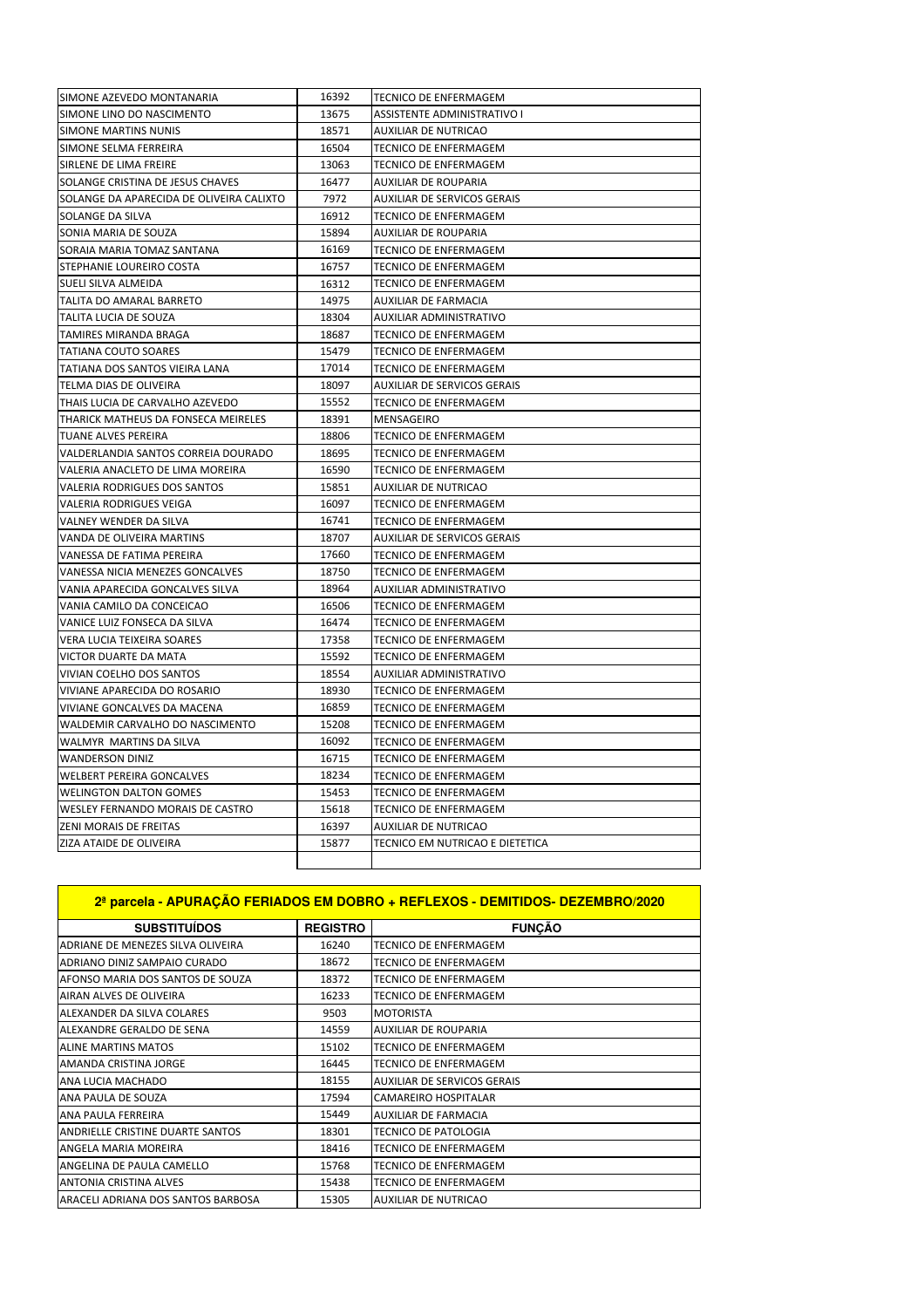| | | |
|---|---|---|
| SIMONE AZEVEDO MONTANARIA | 16392 | TECNICO DE ENFERMAGEM |
| SIMONE LINO DO NASCIMENTO | 13675 | ASSISTENTE ADMINISTRATIVO I |
| SIMONE MARTINS NUNIS | 18571 | AUXILIAR DE NUTRICAO |
| SIMONE SELMA FERREIRA | 16504 | TECNICO DE ENFERMAGEM |
| SIRLENE DE LIMA FREIRE | 13063 | TECNICO DE ENFERMAGEM |
| SOLANGE CRISTINA DE JESUS CHAVES | 16477 | AUXILIAR DE ROUPARIA |
| SOLANGE DA APARECIDA DE OLIVEIRA CALIXTO | 7972 | AUXILIAR DE SERVICOS GERAIS |
| SOLANGE DA SILVA | 16912 | TECNICO DE ENFERMAGEM |
| SONIA MARIA DE SOUZA | 15894 | AUXILIAR DE ROUPARIA |
| SORAIA MARIA TOMAZ SANTANA | 16169 | TECNICO DE ENFERMAGEM |
| STEPHANIE LOUREIRO COSTA | 16757 | TECNICO DE ENFERMAGEM |
| SUELI SILVA ALMEIDA | 16312 | TECNICO DE ENFERMAGEM |
| TALITA DO AMARAL BARRETO | 14975 | AUXILIAR DE FARMACIA |
| TALITA LUCIA DE SOUZA | 18304 | AUXILIAR ADMINISTRATIVO |
| TAMIRES MIRANDA BRAGA | 18687 | TECNICO DE ENFERMAGEM |
| TATIANA COUTO SOARES | 15479 | TECNICO DE ENFERMAGEM |
| TATIANA DOS SANTOS VIEIRA LANA | 17014 | TECNICO DE ENFERMAGEM |
| TELMA DIAS DE OLIVEIRA | 18097 | AUXILIAR DE SERVICOS GERAIS |
| THAIS LUCIA DE CARVALHO AZEVEDO | 15552 | TECNICO DE ENFERMAGEM |
| THARICK MATHEUS DA FONSECA MEIRELES | 18391 | MENSAGEIRO |
| TUANE ALVES PEREIRA | 18806 | TECNICO DE ENFERMAGEM |
| VALDERLANDIA SANTOS CORREIA DOURADO | 18695 | TECNICO DE ENFERMAGEM |
| VALERIA ANACLETO DE LIMA MOREIRA | 16590 | TECNICO DE ENFERMAGEM |
| VALERIA RODRIGUES DOS SANTOS | 15851 | AUXILIAR DE NUTRICAO |
| VALERIA RODRIGUES VEIGA | 16097 | TECNICO DE ENFERMAGEM |
| VALNEY WENDER DA SILVA | 16741 | TECNICO DE ENFERMAGEM |
| VANDA DE OLIVEIRA MARTINS | 18707 | AUXILIAR DE SERVICOS GERAIS |
| VANESSA DE FATIMA PEREIRA | 17660 | TECNICO DE ENFERMAGEM |
| VANESSA NICIA MENEZES GONCALVES | 18750 | TECNICO DE ENFERMAGEM |
| VANIA APARECIDA GONCALVES SILVA | 18964 | AUXILIAR ADMINISTRATIVO |
| VANIA CAMILO DA CONCEICAO | 16506 | TECNICO DE ENFERMAGEM |
| VANICE LUIZ FONSECA DA SILVA | 16474 | TECNICO DE ENFERMAGEM |
| VERA LUCIA TEIXEIRA SOARES | 17358 | TECNICO DE ENFERMAGEM |
| VICTOR DUARTE DA MATA | 15592 | TECNICO DE ENFERMAGEM |
| VIVIAN COELHO DOS SANTOS | 18554 | AUXILIAR ADMINISTRATIVO |
| VIVIANE APARECIDA DO ROSARIO | 18930 | TECNICO DE ENFERMAGEM |
| VIVIANE GONCALVES DA MACENA | 16859 | TECNICO DE ENFERMAGEM |
| WALDEMIR CARVALHO DO NASCIMENTO | 15208 | TECNICO DE ENFERMAGEM |
| WALMYR MARTINS DA SILVA | 16092 | TECNICO DE ENFERMAGEM |
| WANDERSON DINIZ | 16715 | TECNICO DE ENFERMAGEM |
| WELBERT PEREIRA GONCALVES | 18234 | TECNICO DE ENFERMAGEM |
| WELINGTON DALTON GOMES | 15453 | TECNICO DE ENFERMAGEM |
| WESLEY FERNANDO MORAIS DE CASTRO | 15618 | TECNICO DE ENFERMAGEM |
| ZENI MORAIS DE FREITAS | 16397 | AUXILIAR DE NUTRICAO |
| ZIZA ATAIDE DE OLIVEIRA | 15877 | TECNICO EM NUTRICAO E DIETETICA |
| | | |

## 2ª parcela - APURAÇÃO FERIADOS EM DOBRO + REFLEXOS - DEMITIDOS- DEZEMBRO/2020

| SUBSTITUÍDOS | REGISTRO | FUNÇÃO |
|---|---|---|
| ADRIANE DE MENEZES SILVA OLIVEIRA | 16240 | TECNICO DE ENFERMAGEM |
| ADRIANO DINIZ SAMPAIO CURADO | 18672 | TECNICO DE ENFERMAGEM |
| AFONSO MARIA DOS SANTOS DE SOUZA | 18372 | TECNICO DE ENFERMAGEM |
| AIRAN ALVES DE OLIVEIRA | 16233 | TECNICO DE ENFERMAGEM |
| ALEXANDER DA SILVA COLARES | 9503 | MOTORISTA |
| ALEXANDRE GERALDO DE SENA | 14559 | AUXILIAR DE ROUPARIA |
| ALINE MARTINS MATOS | 15102 | TECNICO DE ENFERMAGEM |
| AMANDA CRISTINA JORGE | 16445 | TECNICO DE ENFERMAGEM |
| ANA LUCIA MACHADO | 18155 | AUXILIAR DE SERVICOS GERAIS |
| ANA PAULA DE SOUZA | 17594 | CAMAREIRO HOSPITALAR |
| ANA PAULA FERREIRA | 15449 | AUXILIAR DE FARMACIA |
| ANDRIELLE CRISTINE DUARTE SANTOS | 18301 | TECNICO DE PATOLOGIA |
| ANGELA MARIA MOREIRA | 18416 | TECNICO DE ENFERMAGEM |
| ANGELINA DE PAULA CAMELLO | 15768 | TECNICO DE ENFERMAGEM |
| ANTONIA CRISTINA ALVES | 15438 | TECNICO DE ENFERMAGEM |
| ARACELI ADRIANA DOS SANTOS BARBOSA | 15305 | AUXILIAR DE NUTRICAO |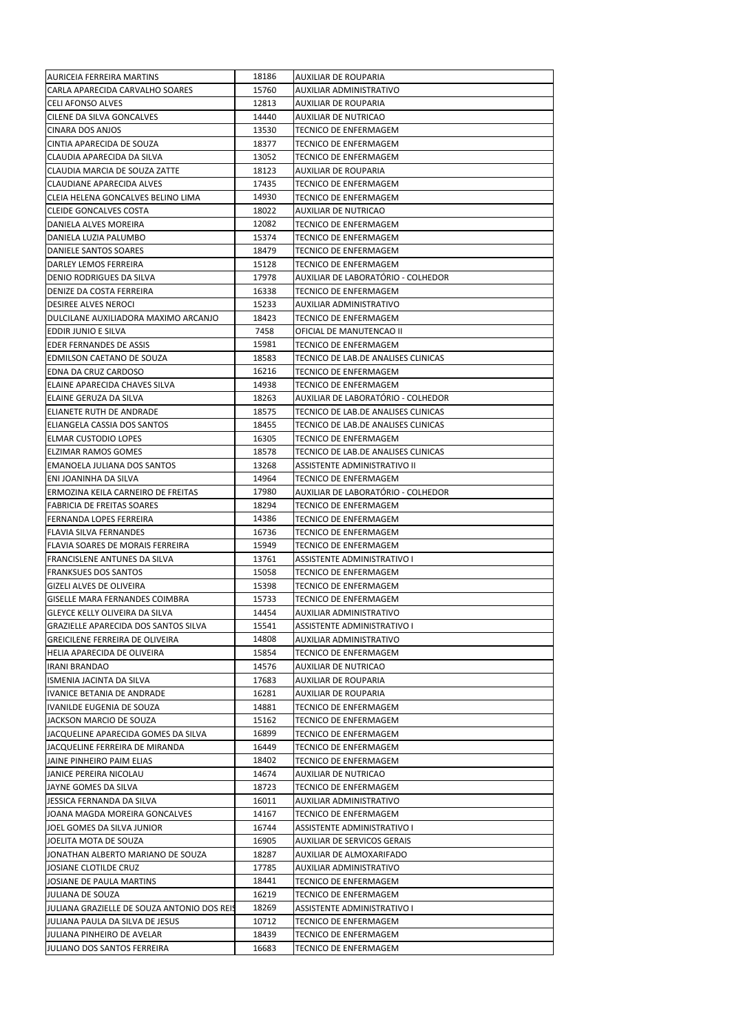| | | |
|---|---|---|
| AURICEIA FERREIRA MARTINS | 18186 | AUXILIAR DE ROUPARIA |
| CARLA APARECIDA CARVALHO SOARES | 15760 | AUXILIAR ADMINISTRATIVO |
| CELI AFONSO ALVES | 12813 | AUXILIAR DE ROUPARIA |
| CILENE DA SILVA GONCALVES | 14440 | AUXILIAR DE NUTRICAO |
| CINARA DOS ANJOS | 13530 | TECNICO DE ENFERMAGEM |
| CINTIA APARECIDA DE SOUZA | 18377 | TECNICO DE ENFERMAGEM |
| CLAUDIA APARECIDA DA SILVA | 13052 | TECNICO DE ENFERMAGEM |
| CLAUDIA MARCIA DE SOUZA ZATTE | 18123 | AUXILIAR DE ROUPARIA |
| CLAUDIANE APARECIDA ALVES | 17435 | TECNICO DE ENFERMAGEM |
| CLEIA HELENA GONCALVES BELINO LIMA | 14930 | TECNICO DE ENFERMAGEM |
| CLEIDE GONCALVES COSTA | 18022 | AUXILIAR DE NUTRICAO |
| DANIELA ALVES MOREIRA | 12082 | TECNICO DE ENFERMAGEM |
| DANIELA LUZIA PALUMBO | 15374 | TECNICO DE ENFERMAGEM |
| DANIELE SANTOS SOARES | 18479 | TECNICO DE ENFERMAGEM |
| DARLEY LEMOS FERREIRA | 15128 | TECNICO DE ENFERMAGEM |
| DENIO RODRIGUES DA SILVA | 17978 | AUXILIAR DE LABORATÓRIO - COLHEDOR |
| DENIZE DA COSTA FERREIRA | 16338 | TECNICO DE ENFERMAGEM |
| DESIREE ALVES NEROCI | 15233 | AUXILIAR ADMINISTRATIVO |
| DULCILANE AUXILIADORA MAXIMO ARCANJO | 18423 | TECNICO DE ENFERMAGEM |
| EDDIR JUNIO E SILVA | 7458 | OFICIAL DE MANUTENCAO II |
| EDER FERNANDES DE ASSIS | 15981 | TECNICO DE ENFERMAGEM |
| EDMILSON CAETANO DE SOUZA | 18583 | TECNICO DE LAB.DE ANALISES CLINICAS |
| EDNA DA CRUZ CARDOSO | 16216 | TECNICO DE ENFERMAGEM |
| ELAINE APARECIDA CHAVES SILVA | 14938 | TECNICO DE ENFERMAGEM |
| ELAINE GERUZA DA SILVA | 18263 | AUXILIAR DE LABORATÓRIO - COLHEDOR |
| ELIANETE RUTH DE ANDRADE | 18575 | TECNICO DE LAB.DE ANALISES CLINICAS |
| ELIANGELA CASSIA DOS SANTOS | 18455 | TECNICO DE LAB.DE ANALISES CLINICAS |
| ELMAR CUSTODIO LOPES | 16305 | TECNICO DE ENFERMAGEM |
| ELZIMAR RAMOS GOMES | 18578 | TECNICO DE LAB.DE ANALISES CLINICAS |
| EMANOELA JULIANA DOS SANTOS | 13268 | ASSISTENTE ADMINISTRATIVO II |
| ENI JOANINHA DA SILVA | 14964 | TECNICO DE ENFERMAGEM |
| ERMOZINA KEILA CARNEIRO DE FREITAS | 17980 | AUXILIAR DE LABORATÓRIO - COLHEDOR |
| FABRICIA DE FREITAS SOARES | 18294 | TECNICO DE ENFERMAGEM |
| FERNANDA LOPES FERREIRA | 14386 | TECNICO DE ENFERMAGEM |
| FLAVIA SILVA FERNANDES | 16736 | TECNICO DE ENFERMAGEM |
| FLAVIA SOARES DE MORAIS FERREIRA | 15949 | TECNICO DE ENFERMAGEM |
| FRANCISLENE ANTUNES DA SILVA | 13761 | ASSISTENTE ADMINISTRATIVO I |
| FRANKSUES DOS SANTOS | 15058 | TECNICO DE ENFERMAGEM |
| GIZELI ALVES DE OLIVEIRA | 15398 | TECNICO DE ENFERMAGEM |
| GISELLE MARA FERNANDES COIMBRA | 15733 | TECNICO DE ENFERMAGEM |
| GLEYCE KELLY OLIVEIRA DA SILVA | 14454 | AUXILIAR ADMINISTRATIVO |
| GRAZIELLE APARECIDA DOS SANTOS SILVA | 15541 | ASSISTENTE ADMINISTRATIVO I |
| GREICILENE FERREIRA DE OLIVEIRA | 14808 | AUXILIAR ADMINISTRATIVO |
| HELIA APARECIDA DE OLIVEIRA | 15854 | TECNICO DE ENFERMAGEM |
| IRANI BRANDAO | 14576 | AUXILIAR DE NUTRICAO |
| ISMENIA JACINTA DA SILVA | 17683 | AUXILIAR DE ROUPARIA |
| IVANICE BETANIA DE ANDRADE | 16281 | AUXILIAR DE ROUPARIA |
| IVANILDE EUGENIA DE SOUZA | 14881 | TECNICO DE ENFERMAGEM |
| JACKSON MARCIO DE SOUZA | 15162 | TECNICO DE ENFERMAGEM |
| JACQUELINE APARECIDA GOMES DA SILVA | 16899 | TECNICO DE ENFERMAGEM |
| JACQUELINE FERREIRA DE MIRANDA | 16449 | TECNICO DE ENFERMAGEM |
| JAINE PINHEIRO PAIM ELIAS | 18402 | TECNICO DE ENFERMAGEM |
| JANICE PEREIRA NICOLAU | 14674 | AUXILIAR DE NUTRICAO |
| JAYNE GOMES DA SILVA | 18723 | TECNICO DE ENFERMAGEM |
| JESSICA FERNANDA DA SILVA | 16011 | AUXILIAR ADMINISTRATIVO |
| JOANA MAGDA MOREIRA GONCALVES | 14167 | TECNICO DE ENFERMAGEM |
| JOEL GOMES DA SILVA JUNIOR | 16744 | ASSISTENTE ADMINISTRATIVO I |
| JOELITA MOTA DE SOUZA | 16905 | AUXILIAR DE SERVICOS GERAIS |
| JONATHAN ALBERTO MARIANO DE SOUZA | 18287 | AUXILIAR DE ALMOXARIFADO |
| JOSIANE CLOTILDE CRUZ | 17785 | AUXILIAR ADMINISTRATIVO |
| JOSIANE DE PAULA MARTINS | 18441 | TECNICO DE ENFERMAGEM |
| JULIANA DE SOUZA | 16219 | TECNICO DE ENFERMAGEM |
| JULIANA GRAZIELLE DE SOUZA ANTONIO DOS REIS | 18269 | ASSISTENTE ADMINISTRATIVO I |
| JULIANA PAULA DA SILVA DE JESUS | 10712 | TECNICO DE ENFERMAGEM |
| JULIANA PINHEIRO DE AVELAR | 18439 | TECNICO DE ENFERMAGEM |
| JULIANO DOS SANTOS FERREIRA | 16683 | TECNICO DE ENFERMAGEM |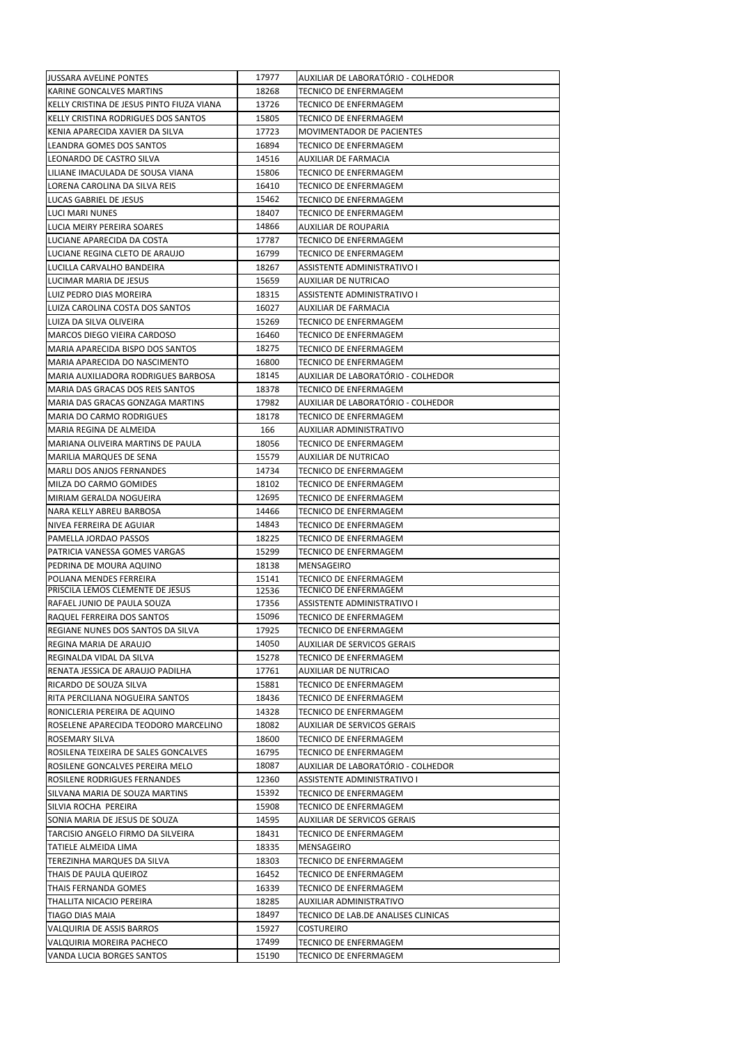| | | |
|---|---|---|
| JUSSARA AVELINE PONTES | 17977 | AUXILIAR DE LABORATÓRIO - COLHEDOR |
| KARINE GONCALVES MARTINS | 18268 | TECNICO DE ENFERMAGEM |
| KELLY CRISTINA DE JESUS PINTO FIUZA VIANA | 13726 | TECNICO DE ENFERMAGEM |
| KELLY CRISTINA RODRIGUES DOS SANTOS | 15805 | TECNICO DE ENFERMAGEM |
| KENIA APARECIDA XAVIER DA SILVA | 17723 | MOVIMENTADOR DE PACIENTES |
| LEANDRA GOMES DOS SANTOS | 16894 | TECNICO DE ENFERMAGEM |
| LEONARDO DE CASTRO SILVA | 14516 | AUXILIAR DE FARMACIA |
| LILIANE IMACULADA DE SOUSA VIANA | 15806 | TECNICO DE ENFERMAGEM |
| LORENA CAROLINA DA SILVA REIS | 16410 | TECNICO DE ENFERMAGEM |
| LUCAS GABRIEL DE JESUS | 15462 | TECNICO DE ENFERMAGEM |
| LUCI MARI NUNES | 18407 | TECNICO DE ENFERMAGEM |
| LUCIA MEIRY PEREIRA SOARES | 14866 | AUXILIAR DE ROUPARIA |
| LUCIANE APARECIDA DA COSTA | 17787 | TECNICO DE ENFERMAGEM |
| LUCIANE REGINA CLETO DE ARAUJO | 16799 | TECNICO DE ENFERMAGEM |
| LUCILLA CARVALHO BANDEIRA | 18267 | ASSISTENTE ADMINISTRATIVO I |
| LUCIMAR MARIA DE JESUS | 15659 | AUXILIAR DE NUTRICAO |
| LUIZ PEDRO DIAS MOREIRA | 18315 | ASSISTENTE ADMINISTRATIVO I |
| LUIZA CAROLINA COSTA DOS SANTOS | 16027 | AUXILIAR DE FARMACIA |
| LUIZA DA SILVA OLIVEIRA | 15269 | TECNICO DE ENFERMAGEM |
| MARCOS DIEGO VIEIRA CARDOSO | 16460 | TECNICO DE ENFERMAGEM |
| MARIA APARECIDA BISPO DOS SANTOS | 18275 | TECNICO DE ENFERMAGEM |
| MARIA APARECIDA DO NASCIMENTO | 16800 | TECNICO DE ENFERMAGEM |
| MARIA AUXILIADORA RODRIGUES BARBOSA | 18145 | AUXILIAR DE LABORATÓRIO - COLHEDOR |
| MARIA DAS GRACAS DOS REIS SANTOS | 18378 | TECNICO DE ENFERMAGEM |
| MARIA DAS GRACAS GONZAGA MARTINS | 17982 | AUXILIAR DE LABORATÓRIO - COLHEDOR |
| MARIA DO CARMO RODRIGUES | 18178 | TECNICO DE ENFERMAGEM |
| MARIA REGINA DE ALMEIDA | 166 | AUXILIAR ADMINISTRATIVO |
| MARIANA OLIVEIRA MARTINS DE PAULA | 18056 | TECNICO DE ENFERMAGEM |
| MARILIA MARQUES DE SENA | 15579 | AUXILIAR DE NUTRICAO |
| MARLI DOS ANJOS FERNANDES | 14734 | TECNICO DE ENFERMAGEM |
| MILZA DO CARMO GOMIDES | 18102 | TECNICO DE ENFERMAGEM |
| MIRIAM GERALDA NOGUEIRA | 12695 | TECNICO DE ENFERMAGEM |
| NARA KELLY ABREU BARBOSA | 14466 | TECNICO DE ENFERMAGEM |
| NIVEA FERREIRA DE AGUIAR | 14843 | TECNICO DE ENFERMAGEM |
| PAMELLA JORDAO PASSOS | 18225 | TECNICO DE ENFERMAGEM |
| PATRICIA VANESSA GOMES VARGAS | 15299 | TECNICO DE ENFERMAGEM |
| PEDRINA DE MOURA AQUINO | 18138 | MENSAGEIRO |
| POLIANA MENDES FERREIRA | 15141 | TECNICO DE ENFERMAGEM |
| PRISCILA LEMOS CLEMENTE DE JESUS | 12536 | TECNICO DE ENFERMAGEM |
| RAFAEL JUNIO DE PAULA SOUZA | 17356 | ASSISTENTE ADMINISTRATIVO I |
| RAQUEL FERREIRA DOS SANTOS | 15096 | TECNICO DE ENFERMAGEM |
| REGIANE NUNES DOS SANTOS DA SILVA | 17925 | TECNICO DE ENFERMAGEM |
| REGINA MARIA DE ARAUJO | 14050 | AUXILIAR DE SERVICOS GERAIS |
| REGINALDA VIDAL DA SILVA | 15278 | TECNICO DE ENFERMAGEM |
| RENATA JESSICA DE ARAUJO PADILHA | 17761 | AUXILIAR DE NUTRICAO |
| RICARDO DE SOUZA SILVA | 15881 | TECNICO DE ENFERMAGEM |
| RITA PERCILIANA NOGUEIRA SANTOS | 18436 | TECNICO DE ENFERMAGEM |
| RONICLERIA PEREIRA DE AQUINO | 14328 | TECNICO DE ENFERMAGEM |
| ROSELENE APARECIDA TEODORO MARCELINO | 18082 | AUXILIAR DE SERVICOS GERAIS |
| ROSEMARY SILVA | 18600 | TECNICO DE ENFERMAGEM |
| ROSILENA TEIXEIRA DE SALES GONCALVES | 16795 | TECNICO DE ENFERMAGEM |
| ROSILENE GONCALVES PEREIRA MELO | 18087 | AUXILIAR DE LABORATÓRIO - COLHEDOR |
| ROSILENE RODRIGUES FERNANDES | 12360 | ASSISTENTE ADMINISTRATIVO I |
| SILVANA MARIA DE SOUZA MARTINS | 15392 | TECNICO DE ENFERMAGEM |
| SILVIA ROCHA PEREIRA | 15908 | TECNICO DE ENFERMAGEM |
| SONIA MARIA DE JESUS DE SOUZA | 14595 | AUXILIAR DE SERVICOS GERAIS |
| TARCISIO ANGELO FIRMO DA SILVEIRA | 18431 | TECNICO DE ENFERMAGEM |
| TATIELE ALMEIDA LIMA | 18335 | MENSAGEIRO |
| TEREZINHA MARQUES DA SILVA | 18303 | TECNICO DE ENFERMAGEM |
| THAIS DE PAULA QUEIROZ | 16452 | TECNICO DE ENFERMAGEM |
| THAIS FERNANDA GOMES | 16339 | TECNICO DE ENFERMAGEM |
| THALLITA NICACIO PEREIRA | 18285 | AUXILIAR ADMINISTRATIVO |
| TIAGO DIAS MAIA | 18497 | TECNICO DE LAB.DE ANALISES CLINICAS |
| VALQUIRIA DE ASSIS BARROS | 15927 | COSTUREIRO |
| VALQUIRIA MOREIRA PACHECO | 17499 | TECNICO DE ENFERMAGEM |
| VANDA LUCIA BORGES SANTOS | 15190 | TECNICO DE ENFERMAGEM |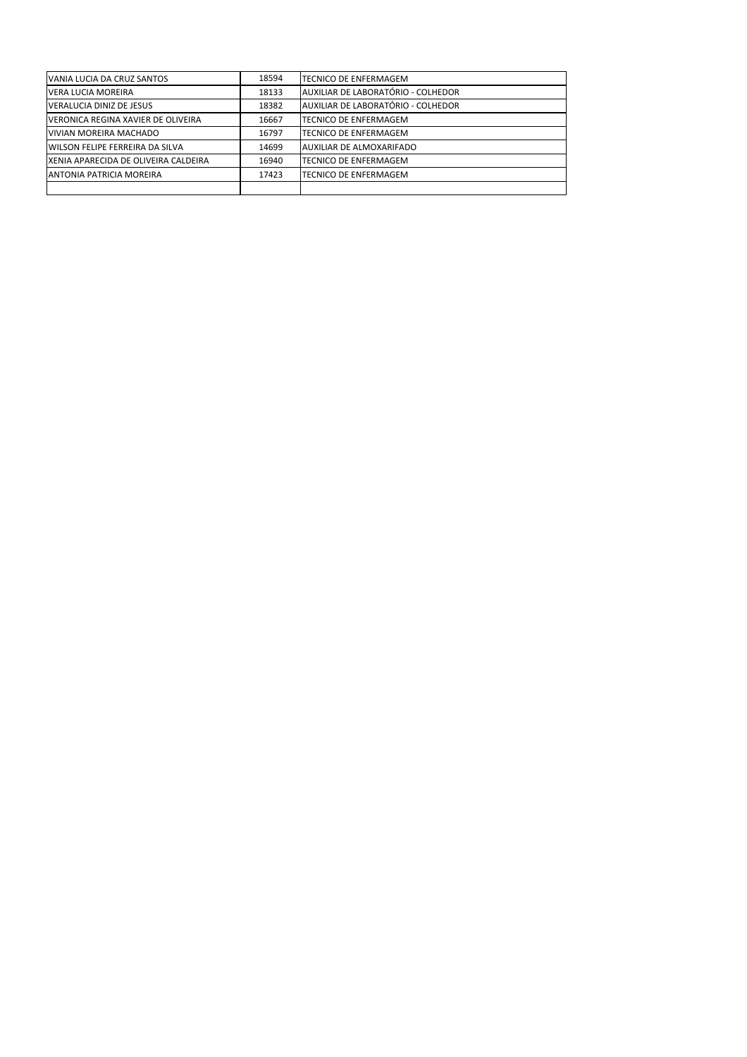| | | |
|---|---|---|
| VANIA LUCIA DA CRUZ SANTOS | 18594 | TECNICO DE ENFERMAGEM |
| VERA LUCIA MOREIRA | 18133 | AUXILIAR DE LABORATÓRIO - COLHEDOR |
| VERALUCIA DINIZ DE JESUS | 18382 | AUXILIAR DE LABORATÓRIO - COLHEDOR |
| VERONICA REGINA XAVIER DE OLIVEIRA | 16667 | TECNICO DE ENFERMAGEM |
| VIVIAN MOREIRA MACHADO | 16797 | TECNICO DE ENFERMAGEM |
| WILSON FELIPE FERREIRA DA SILVA | 14699 | AUXILIAR DE ALMOXARIFADO |
| XENIA APARECIDA DE OLIVEIRA CALDEIRA | 16940 | TECNICO DE ENFERMAGEM |
| ANTONIA PATRICIA MOREIRA | 17423 | TECNICO DE ENFERMAGEM |
| | | |